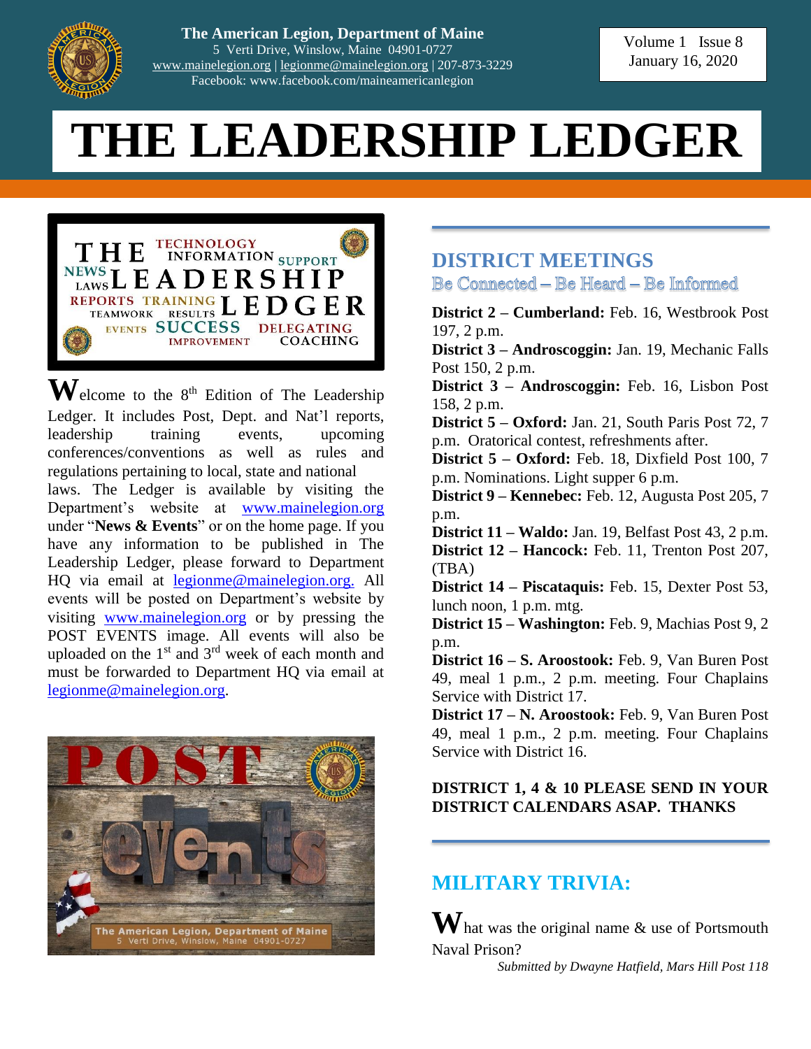The American Legion, Department of Maine
5 Verti Drive, Winslow, Maine 04901-0727
www.mainelegion.org | legionme@mainelegion.org | 207-873-3229
Facebook: www.facebook.com/maineamericanlegion

Volume 1 Issue 8
January 16, 2020

# THE LEADERSHIP LEDGER

Welcome to the 8th Edition of The Leadership Ledger. It includes Post, Dept. and Nat'l reports, leadership training events, upcoming conferences/conventions as well as rules and regulations pertaining to local, state and national laws. The Ledger is available by visiting the Department's website at www.mainelegion.org under "**News & Events**" or on the home page. If you have any information to be published in The Leadership Ledger, please forward to Department HQ via email at legionme@mainelegion.org. All events will be posted on Department's website by visiting www.mainelegion.org or by pressing the POST EVENTS image. All events will also be uploaded on the 1st and 3rd week of each month and must be forwarded to Department HQ via email at legionme@mainelegion.org.

## DISTRICT MEETINGS

Be Connected – Be Heard – Be Informed

**District 2 – Cumberland:** Feb. 16, Westbrook Post 197, 2 p.m.
**District 3 – Androscoggin:** Jan. 19, Mechanic Falls Post 150, 2 p.m.
**District 3 – Androscoggin:** Feb. 16, Lisbon Post 158, 2 p.m.
**District 5 – Oxford:** Jan. 21, South Paris Post 72, 7 p.m. Oratorical contest, refreshments after.
**District 5 – Oxford:** Feb. 18, Dixfield Post 100, 7 p.m. Nominations. Light supper 6 p.m.
**District 9 – Kennebec:** Feb. 12, Augusta Post 205, 7 p.m.
**District 11 – Waldo:** Jan. 19, Belfast Post 43, 2 p.m.
**District 12 – Hancock:** Feb. 11, Trenton Post 207, (TBA)
**District 14 – Piscataquis:** Feb. 15, Dexter Post 53, lunch noon, 1 p.m. mtg.
**District 15 – Washington:** Feb. 9, Machias Post 9, 2 p.m.
**District 16 – S. Aroostook:** Feb. 9, Van Buren Post 49, meal 1 p.m., 2 p.m. meeting. Four Chaplains Service with District 17.
**District 17 – N. Aroostook:** Feb. 9, Van Buren Post 49, meal 1 p.m., 2 p.m. meeting. Four Chaplains Service with District 16.

**DISTRICT 1, 4 & 10 PLEASE SEND IN YOUR DISTRICT CALENDARS ASAP. THANKS**

## MILITARY TRIVIA:

What was the original name & use of Portsmouth Naval Prison?

*Submitted by Dwayne Hatfield, Mars Hill Post 118*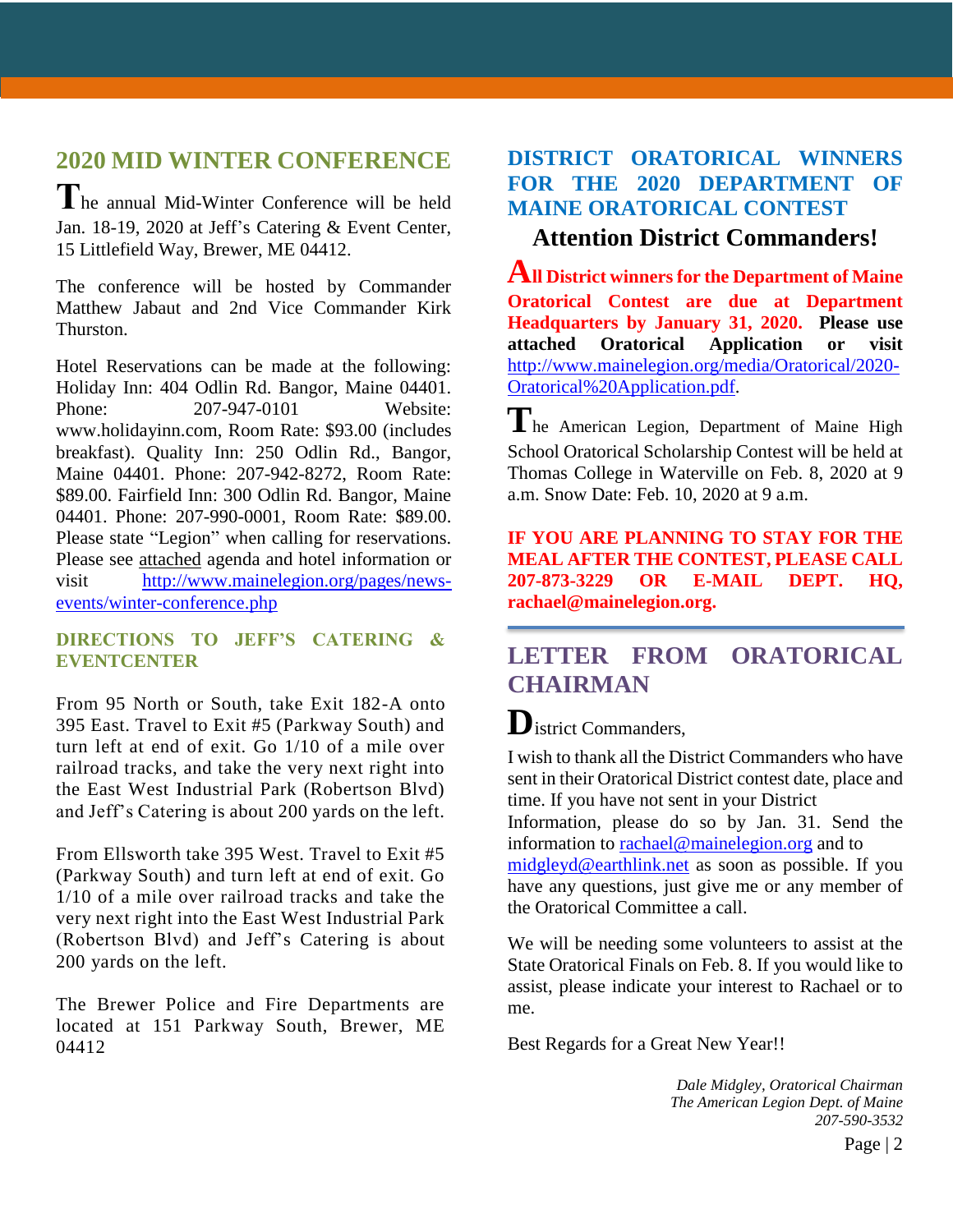## 2020 MID WINTER CONFERENCE

The annual Mid-Winter Conference will be held Jan. 18-19, 2020 at Jeff's Catering & Event Center, 15 Littlefield Way, Brewer, ME 04412.

The conference will be hosted by Commander Matthew Jabaut and 2nd Vice Commander Kirk Thurston.

Hotel Reservations can be made at the following: Holiday Inn: 404 Odlin Rd. Bangor, Maine 04401. Phone: 207-947-0101 Website: www.holidayinn.com, Room Rate: $93.00 (includes breakfast). Quality Inn: 250 Odlin Rd., Bangor, Maine 04401. Phone: 207-942-8272, Room Rate: $89.00. Fairfield Inn: 300 Odlin Rd. Bangor, Maine 04401. Phone: 207-990-0001, Room Rate: $89.00. Please state "Legion" when calling for reservations. Please see attached agenda and hotel information or visit http://www.mainelegion.org/pages/news-events/winter-conference.php

### DIRECTIONS TO JEFF'S CATERING & EVENTCENTER

From 95 North or South, take Exit 182-A onto 395 East. Travel to Exit #5 (Parkway South) and turn left at end of exit. Go 1/10 of a mile over railroad tracks, and take the very next right into the East West Industrial Park (Robertson Blvd) and Jeff's Catering is about 200 yards on the left.

From Ellsworth take 395 West. Travel to Exit #5 (Parkway South) and turn left at end of exit. Go 1/10 of a mile over railroad tracks and take the very next right into the East West Industrial Park (Robertson Blvd) and Jeff's Catering is about 200 yards on the left.

The Brewer Police and Fire Departments are located at 151 Parkway South, Brewer, ME 04412

## DISTRICT ORATORICAL WINNERS FOR THE 2020 DEPARTMENT OF MAINE ORATORICAL CONTEST

### Attention District Commanders!

**All District winners for the Department of Maine Oratorical Contest are due at Department Headquarters by January 31, 2020. Please use attached Oratorical Application or visit** http://www.mainelegion.org/media/Oratorical/2020-Oratorical%20Application.pdf.

The American Legion, Department of Maine High School Oratorical Scholarship Contest will be held at Thomas College in Waterville on Feb. 8, 2020 at 9 a.m. Snow Date: Feb. 10, 2020 at 9 a.m.

**IF YOU ARE PLANNING TO STAY FOR THE MEAL AFTER THE CONTEST, PLEASE CALL 207-873-3229 OR E-MAIL DEPT. HQ, rachael@mainelegion.org.**

## LETTER FROM ORATORICAL CHAIRMAN

District Commanders,

I wish to thank all the District Commanders who have sent in their Oratorical District contest date, place and time. If you have not sent in your District Information, please do so by Jan. 31. Send the information to rachael@mainelegion.org and to midgleyd@earthlink.net as soon as possible. If you have any questions, just give me or any member of the Oratorical Committee a call.

We will be needing some volunteers to assist at the State Oratorical Finals on Feb. 8. If you would like to assist, please indicate your interest to Rachael or to me.

Best Regards for a Great New Year!!

*Dale Midgley, Oratorical Chairman*
*The American Legion Dept. of Maine*
*207-590-3532*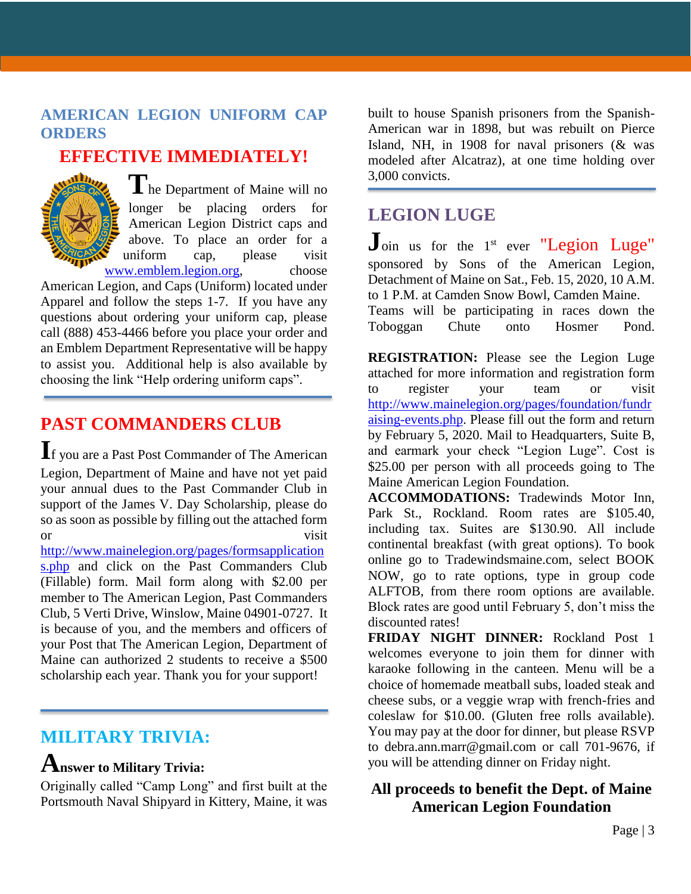## AMERICAN LEGION UNIFORM CAP ORDERS

## EFFECTIVE IMMEDIATELY!

The Department of Maine will no longer be placing orders for American Legion District caps and above. To place an order for a uniform cap, please visit www.emblem.legion.org, choose American Legion, and Caps (Uniform) located under Apparel and follow the steps 1-7. If you have any questions about ordering your uniform cap, please call (888) 453-4466 before you place your order and an Emblem Department Representative will be happy to assist you. Additional help is also available by choosing the link "Help ordering uniform caps".

## PAST COMMANDERS CLUB

If you are a Past Post Commander of The American Legion, Department of Maine and have not yet paid your annual dues to the Past Commander Club in support of the James V. Day Scholarship, please do so as soon as possible by filling out the attached form or visit http://www.mainelegion.org/pages/formsapplications.php and click on the Past Commanders Club (Fillable) form. Mail form along with $2.00 per member to The American Legion, Past Commanders Club, 5 Verti Drive, Winslow, Maine 04901-0727. It is because of you, and the members and officers of your Post that The American Legion, Department of Maine can authorized 2 students to receive a $500 scholarship each year. Thank you for your support!

## MILITARY TRIVIA:

### Answer to Military Trivia:

Originally called "Camp Long" and first built at the Portsmouth Naval Shipyard in Kittery, Maine, it was built to house Spanish prisoners from the Spanish-American war in 1898, but was rebuilt on Pierce Island, NH, in 1908 for naval prisoners (& was modeled after Alcatraz), at one time holding over 3,000 convicts.

## LEGION LUGE

Join us for the 1st ever "Legion Luge" sponsored by Sons of the American Legion, Detachment of Maine on Sat., Feb. 15, 2020, 10 A.M. to 1 P.M. at Camden Snow Bowl, Camden Maine. Teams will be participating in races down the Toboggan Chute onto Hosmer Pond.

**REGISTRATION:** Please see the Legion Luge attached for more information and registration form to register your team or visit http://www.mainelegion.org/pages/foundation/fundraising-events.php. Please fill out the form and return by February 5, 2020. Mail to Headquarters, Suite B, and earmark your check "Legion Luge". Cost is $25.00 per person with all proceeds going to The Maine American Legion Foundation.

**ACCOMMODATIONS:** Tradewinds Motor Inn, Park St., Rockland. Room rates are $105.40, including tax. Suites are $130.90. All include continental breakfast (with great options). To book online go to Tradewindsmaine.com, select BOOK NOW, go to rate options, type in group code ALFTOB, from there room options are available. Block rates are good until February 5, don't miss the discounted rates!

**FRIDAY NIGHT DINNER:** Rockland Post 1 welcomes everyone to join them for dinner with karaoke following in the canteen. Menu will be a choice of homemade meatball subs, loaded steak and cheese subs, or a veggie wrap with french-fries and coleslaw for $10.00. (Gluten free rolls available). You may pay at the door for dinner, but please RSVP to debra.ann.marr@gmail.com or call 701-9676, if you will be attending dinner on Friday night.

**All proceeds to benefit the Dept. of Maine American Legion Foundation**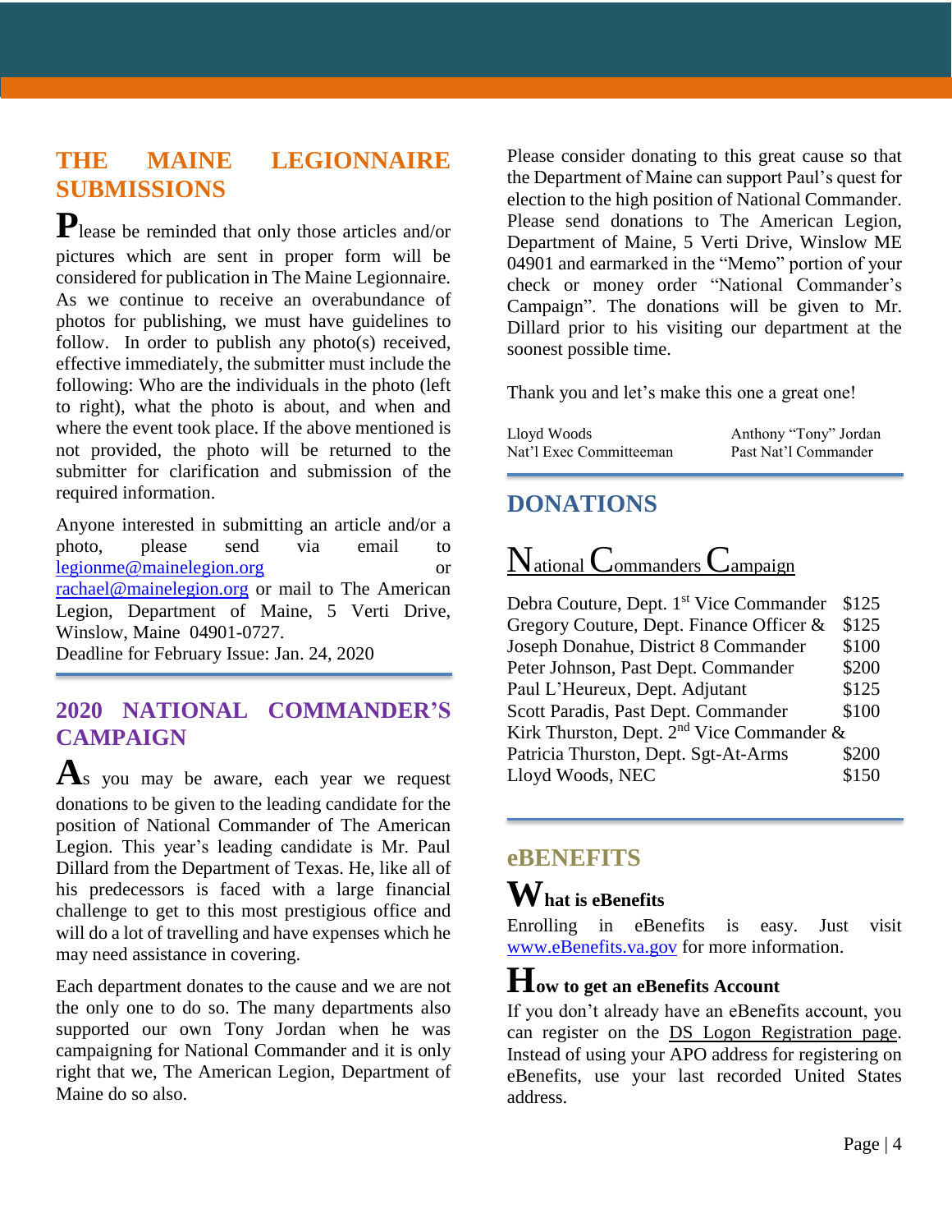## THE MAINE LEGIONNAIRE SUBMISSIONS

Please be reminded that only those articles and/or pictures which are sent in proper form will be considered for publication in The Maine Legionnaire. As we continue to receive an overabundance of photos for publishing, we must have guidelines to follow. In order to publish any photo(s) received, effective immediately, the submitter must include the following: Who are the individuals in the photo (left to right), what the photo is about, and when and where the event took place. If the above mentioned is not provided, the photo will be returned to the submitter for clarification and submission of the required information.

Anyone interested in submitting an article and/or a photo, please send via email to legionme@mainelegion.org or rachael@mainelegion.org or mail to The American Legion, Department of Maine, 5 Verti Drive, Winslow, Maine 04901-0727.
Deadline for February Issue: Jan. 24, 2020

## 2020 NATIONAL COMMANDER'S CAMPAIGN

As you may be aware, each year we request donations to be given to the leading candidate for the position of National Commander of The American Legion. This year's leading candidate is Mr. Paul Dillard from the Department of Texas. He, like all of his predecessors is faced with a large financial challenge to get to this most prestigious office and will do a lot of travelling and have expenses which he may need assistance in covering.

Each department donates to the cause and we are not the only one to do so. The many departments also supported our own Tony Jordan when he was campaigning for National Commander and it is only right that we, The American Legion, Department of Maine do so also.

Please consider donating to this great cause so that the Department of Maine can support Paul's quest for election to the high position of National Commander. Please send donations to The American Legion, Department of Maine, 5 Verti Drive, Winslow ME 04901 and earmarked in the "Memo" portion of your check or money order "National Commander's Campaign". The donations will be given to Mr. Dillard prior to his visiting our department at the soonest possible time.

Thank you and let's make this one a great one!

| Lloyd Woods | Anthony "Tony" Jordan |
|---|---|
| Nat'l Exec Committeeman | Past Nat'l Commander |

## DONATIONS

### National Commanders Campaign

| | |
|---|---|
| Debra Couture, Dept. 1st Vice Commander | $125 |
| Gregory Couture, Dept. Finance Officer & | $125 |
| Joseph Donahue, District 8 Commander | $100 |
| Peter Johnson, Past Dept. Commander | $200 |
| Paul L'Heureux, Dept. Adjutant | $125 |
| Scott Paradis, Past Dept. Commander | $100 |
| Kirk Thurston, Dept. 2nd Vice Commander & | |
| Patricia Thurston, Dept. Sgt-At-Arms | $200 |
| Lloyd Woods, NEC | $150 |

## eBENEFITS

### What is eBenefits

Enrolling in eBenefits is easy. Just visit www.eBenefits.va.gov for more information.

### How to get an eBenefits Account

If you don't already have an eBenefits account, you can register on the DS Logon Registration page. Instead of using your APO address for registering on eBenefits, use your last recorded United States address.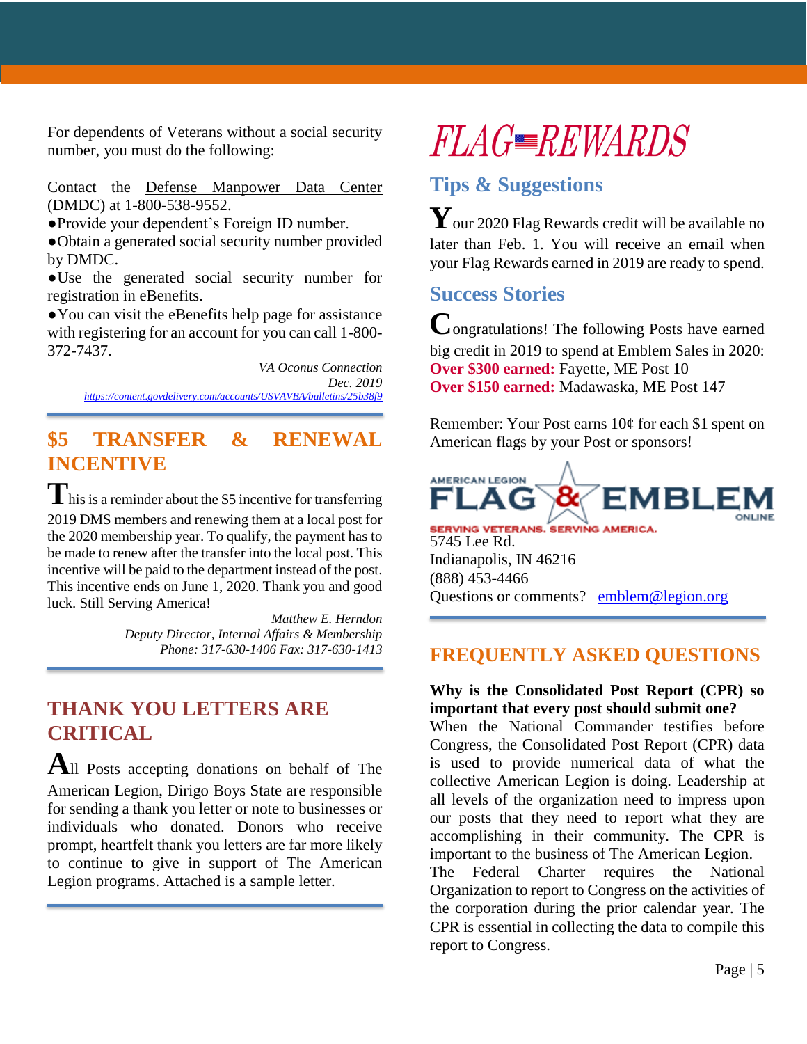For dependents of Veterans without a social security number, you must do the following:

Contact the Defense Manpower Data Center (DMDC) at 1-800-538-9552.

- Provide your dependent's Foreign ID number.
- Obtain a generated social security number provided by DMDC.
- Use the generated social security number for registration in eBenefits.
- You can visit the eBenefits help page for assistance with registering for an account for you can call 1-800-372-7437.

*VA Oconus Connection*
*Dec. 2019*
*https://content.govdelivery.com/accounts/USVAVBA/bulletins/25b38f9*

## $5 TRANSFER & RENEWAL INCENTIVE

This is a reminder about the $5 incentive for transferring 2019 DMS members and renewing them at a local post for the 2020 membership year. To qualify, the payment has to be made to renew after the transfer into the local post. This incentive will be paid to the department instead of the post. This incentive ends on June 1, 2020. Thank you and good luck. Still Serving America!

*Matthew E. Herndon*
*Deputy Director, Internal Affairs & Membership*
*Phone: 317-630-1406 Fax: 317-630-1413*

## THANK YOU LETTERS ARE CRITICAL

All Posts accepting donations on behalf of The American Legion, Dirigo Boys State are responsible for sending a thank you letter or note to businesses or individuals who donated. Donors who receive prompt, heartfelt thank you letters are far more likely to continue to give in support of The American Legion programs. Attached is a sample letter.

## FLAG REWARDS

### Tips & Suggestions

Your 2020 Flag Rewards credit will be available no later than Feb. 1. You will receive an email when your Flag Rewards earned in 2019 are ready to spend.

### Success Stories

Congratulations! The following Posts have earned big credit in 2019 to spend at Emblem Sales in 2020:
**Over $300 earned:** Fayette, ME Post 10
**Over $150 earned:** Madawaska, ME Post 147

Remember: Your Post earns 10¢ for each $1 spent on American flags by your Post or sponsors!

AMERICAN LEGION FLAG & EMBLEM ONLINE
SERVING VETERANS. SERVING AMERICA.

5745 Lee Rd.
Indianapolis, IN 46216
(888) 453-4466
Questions or comments? emblem@legion.org

## FREQUENTLY ASKED QUESTIONS

**Why is the Consolidated Post Report (CPR) so important that every post should submit one?**

When the National Commander testifies before Congress, the Consolidated Post Report (CPR) data is used to provide numerical data of what the collective American Legion is doing. Leadership at all levels of the organization need to impress upon our posts that they need to report what they are accomplishing in their community. The CPR is important to the business of The American Legion.

The Federal Charter requires the National Organization to report to Congress on the activities of the corporation during the prior calendar year. The CPR is essential in collecting the data to compile this report to Congress.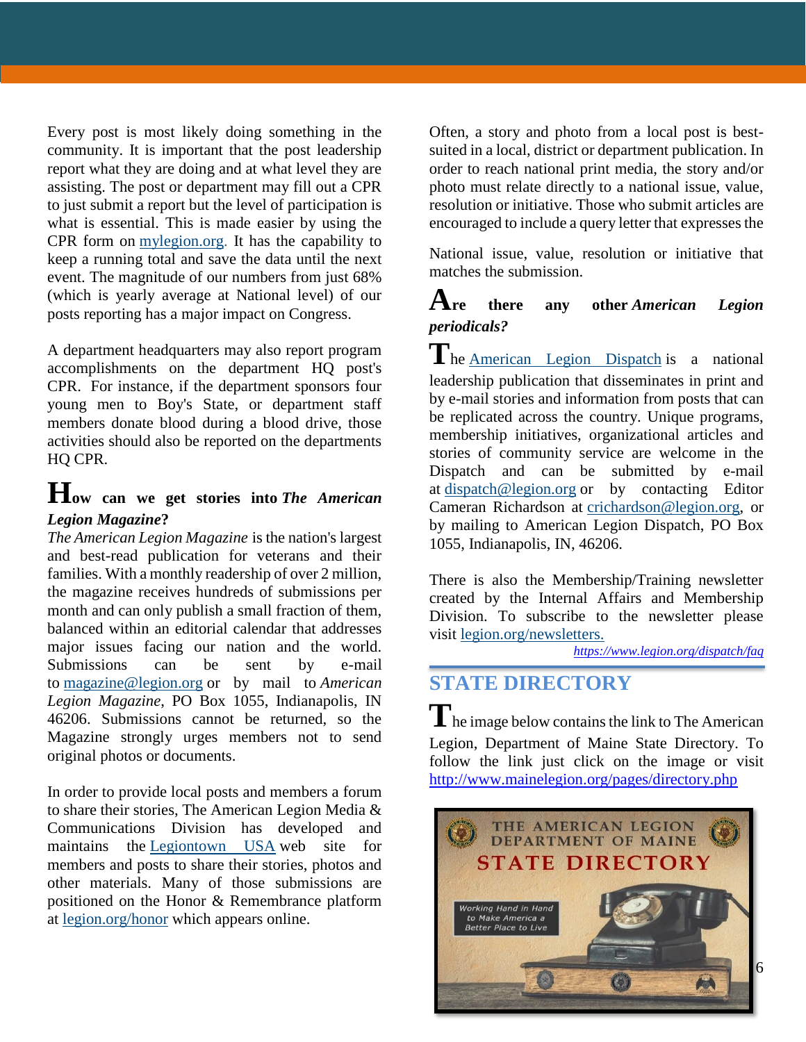Every post is most likely doing something in the community. It is important that the post leadership report what they are doing and at what level they are assisting. The post or department may fill out a CPR to just submit a report but the level of participation is what is essential. This is made easier by using the CPR form on [mylegion.org](mylegion.org). It has the capability to keep a running total and save the data until the next event. The magnitude of our numbers from just 68% (which is yearly average at National level) of our posts reporting has a major impact on Congress.

A department headquarters may also report program accomplishments on the department HQ post's CPR. For instance, if the department sponsors four young men to Boy's State, or department staff members donate blood during a blood drive, those activities should also be reported on the departments HQ CPR.

### How can we get stories into *The American Legion Magazine*?

*The American Legion Magazine* is the nation's largest and best-read publication for veterans and their families. With a monthly readership of over 2 million, the magazine receives hundreds of submissions per month and can only publish a small fraction of them, balanced within an editorial calendar that addresses major issues facing our nation and the world. Submissions can be sent by e-mail to magazine@legion.org or by mail to *American Legion Magazine*, PO Box 1055, Indianapolis, IN 46206. Submissions cannot be returned, so the Magazine strongly urges members not to send original photos or documents.

In order to provide local posts and members a forum to share their stories, The American Legion Media & Communications Division has developed and maintains the Legiontown USA web site for members and posts to share their stories, photos and other materials. Many of those submissions are positioned on the Honor & Remembrance platform at [legion.org/honor](legion.org/honor) which appears online.

Often, a story and photo from a local post is best-suited in a local, district or department publication. In order to reach national print media, the story and/or photo must relate directly to a national issue, value, resolution or initiative. Those who submit articles are encouraged to include a query letter that expresses the

National issue, value, resolution or initiative that matches the submission.

### Are there any other *American Legion periodicals?*

The American Legion Dispatch is a national leadership publication that disseminates in print and by e-mail stories and information from posts that can be replicated across the country. Unique programs, membership initiatives, organizational articles and stories of community service are welcome in the Dispatch and can be submitted by e-mail at dispatch@legion.org or by contacting Editor Cameran Richardson at crichardson@legion.org, or by mailing to American Legion Dispatch, PO Box 1055, Indianapolis, IN, 46206.

There is also the Membership/Training newsletter created by the Internal Affairs and Membership Division. To subscribe to the newsletter please visit [legion.org/newsletters.](legion.org/newsletters)

*https://www.legion.org/dispatch/faq*

## STATE DIRECTORY

The image below contains the link to The American Legion, Department of Maine State Directory. To follow the link just click on the image or visit http://www.mainelegion.org/pages/directory.php